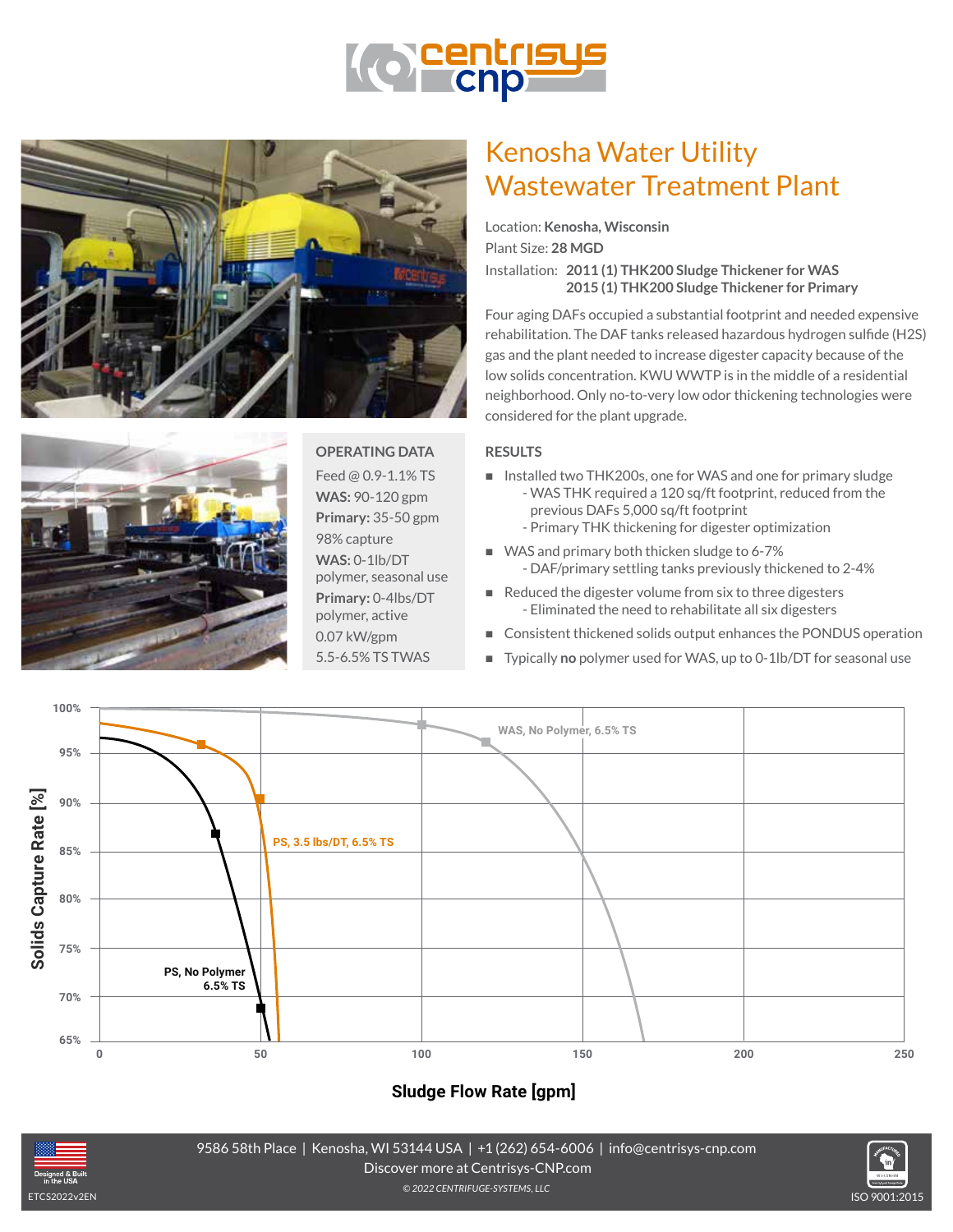# Kenosha Water Utility Wastewater Treatment Plant

Location: **Kenosha, Wisconsin**

Plant Size: **28 MGD**

Installation: **2011 (1) THK200 Sludge Thickener for WAS**
**2015 (1) THK200 Sludge Thickener for Primary**

Four aging DAFs occupied a substantial footprint and needed expensive rehabilitation. The DAF tanks released hazardous hydrogen sulfide (H2S) gas and the plant needed to increase digester capacity because of the low solids concentration. KWU WWTP is in the middle of a residential neighborhood. Only no-to-very low odor thickening technologies were considered for the plant upgrade.

## OPERATING DATA

Feed @ 0.9-1.1% TS
**WAS:** 90-120 gpm
**Primary:** 35-50 gpm
98% capture
**WAS:** 0-1lb/DT polymer, seasonal use
**Primary:** 0-4lbs/DT polymer, active
0.07 kW/gpm
5.5-6.5% TS TWAS

## RESULTS

- Installed two THK200s, one for WAS and one for primary sludge
  - WAS THK required a 120 sq/ft footprint, reduced from the previous DAFs 5,000 sq/ft footprint
  - Primary THK thickening for digester optimization
- WAS and primary both thicken sludge to 6-7%
  - DAF/primary settling tanks previously thickened to 2-4%
- Reduced the digester volume from six to three digesters
  - Eliminated the need to rehabilitate all six digesters
- Consistent thickened solids output enhances the PONDUS operation
- Typically **no** polymer used for WAS, up to 0-1lb/DT for seasonal use

Solids Capture Rate [%] vs. Sludge Flow Rate [gpm]

WAS, No Polymer, 6.5% TS
PS, 3.5 lbs/DT, 6.5% TS
PS, No Polymer 6.5% TS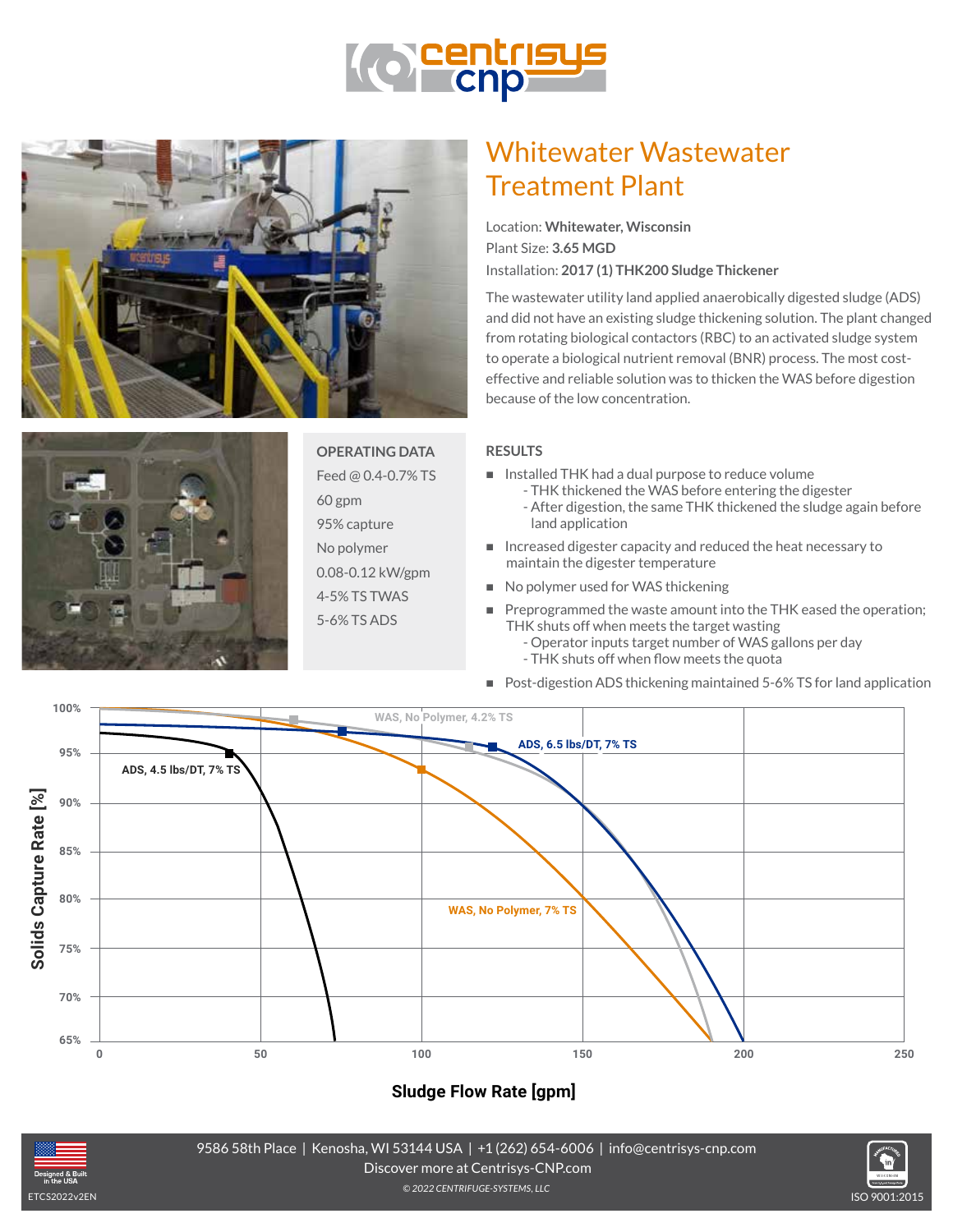# Whitewater Wastewater Treatment Plant

Location: **Whitewater, Wisconsin**
Plant Size: **3.65 MGD**
Installation: **2017 (1) THK200 Sludge Thickener**

The wastewater utility land applied anaerobically digested sludge (ADS) and did not have an existing sludge thickening solution. The plant changed from rotating biological contactors (RBC) to an activated sludge system to operate a biological nutrient removal (BNR) process. The most cost-effective and reliable solution was to thicken the WAS before digestion because of the low concentration.

## OPERATING DATA

- Feed @ 0.4-0.7% TS
- 60 gpm
- 95% capture
- No polymer
- 0.08-0.12 kW/gpm
- 4-5% TS TWAS
- 5-6% TS ADS

## RESULTS

- Installed THK had a dual purpose to reduce volume
  - THK thickened the WAS before entering the digester
  - After digestion, the same THK thickened the sludge again before land application
- Increased digester capacity and reduced the heat necessary to maintain the digester temperature
- No polymer used for WAS thickening
- Preprogrammed the waste amount into the THK eased the operation; THK shuts off when meets the target wasting
  - Operator inputs target number of WAS gallons per day
  - THK shuts off when flow meets the quota
- Post-digestion ADS thickening maintained 5-6% TS for land application

Chart: Solids Capture Rate [%] vs. Sludge Flow Rate [gpm]
- WAS, No Polymer, 4.2% TS
- ADS, 6.5 lbs/DT, 7% TS
- ADS, 4.5 lbs/DT, 7% TS
- WAS, No Polymer, 7% TS

9586 58th Place | Kenosha, WI 53144 USA | +1 (262) 654-6006 | info@centrisys-cnp.com
Discover more at Centrisys-CNP.com
© 2022 CENTRIFUGE-SYSTEMS, LLC

ETCS2022v2EN

ISO 9001:2015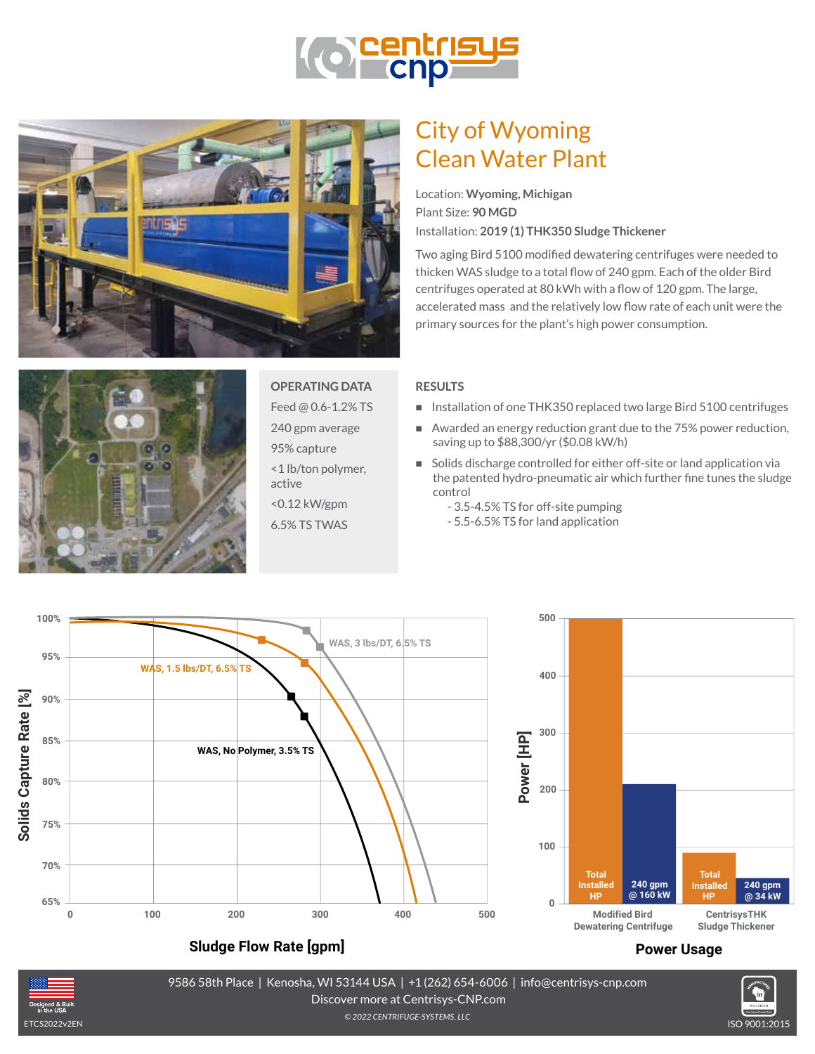# City of Wyoming Clean Water Plant

Location: **Wyoming, Michigan**
Plant Size: **90 MGD**
Installation: **2019 (1) THK350 Sludge Thickener**

Two aging Bird 5100 modified dewatering centrifuges were needed to thicken WAS sludge to a total flow of 240 gpm. Each of the older Bird centrifuges operated at 80 kWh with a flow of 120 gpm. The large, accelerated mass and the relatively low flow rate of each unit were the primary sources for the plant's high power consumption.

## OPERATING DATA

- Feed @ 0.6-1.2% TS
- 240 gpm average
- 95% capture
- <1 lb/ton polymer, active
- <0.12 kW/gpm
- 6.5% TS TWAS

## RESULTS

- Installation of one THK350 replaced two large Bird 5100 centrifuges
- Awarded an energy reduction grant due to the 75% power reduction, saving up to $88,300/yr ($0.08 kW/h)
- Solids discharge controlled for either off-site or land application via the patented hydro-pneumatic air which further fine tunes the sludge control
  - 3.5-4.5% TS for off-site pumping
  - 5.5-6.5% TS for land application

**Sludge Flow Rate [gpm]** (Solids Capture Rate [%]): WAS, 3 lbs/DT, 6.5% TS; WAS, 1.5 lbs/DT, 6.5% TS; WAS, No Polymer, 3.5% TS

**Power Usage** (Power [HP])

| | Total Installed HP | 240 gpm |
|---|---|---|
| Modified Bird Dewatering Centrifuge | ~500 | @ 160 kW (~210) |
| CentrisysTHK Sludge Thickener | ~90 | @ 34 kW (~45) |

9586 58th Place | Kenosha, WI 53144 USA | +1 (262) 654-6006 | info@centrisys-cnp.com
Discover more at Centrisys-CNP.com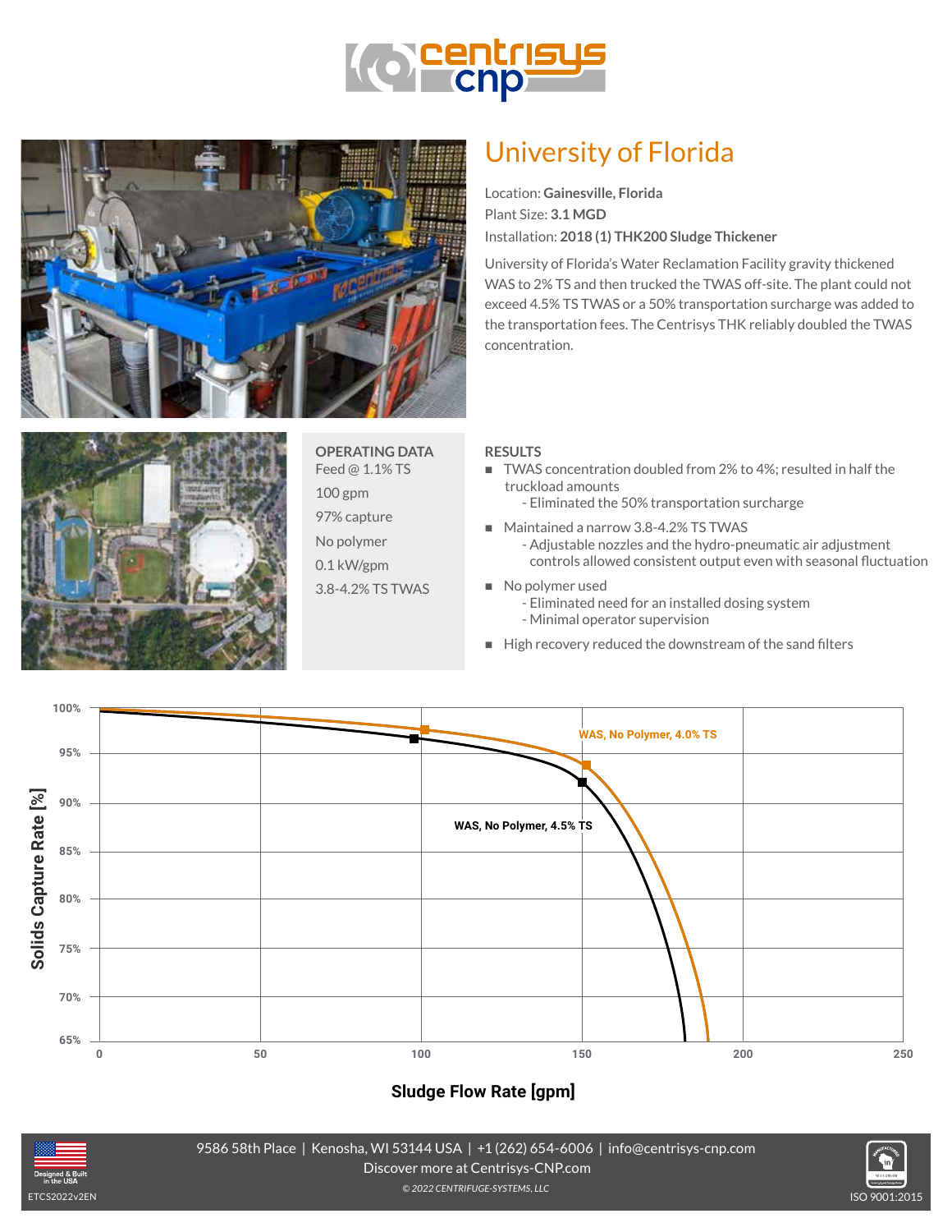# University of Florida

Location: **Gainesville, Florida**
Plant Size: **3.1 MGD**
Installation: **2018 (1) THK200 Sludge Thickener**

University of Florida's Water Reclamation Facility gravity thickened WAS to 2% TS and then trucked the TWAS off-site. The plant could not exceed 4.5% TS TWAS or a 50% transportation surcharge was added to the transportation fees. The Centrisys THK reliably doubled the TWAS concentration.

## OPERATING DATA

Feed @ 1.1% TS

100 gpm

97% capture

No polymer

0.1 kW/gpm

3.8-4.2% TS TWAS

## RESULTS

- TWAS concentration doubled from 2% to 4%; resulted in half the truckload amounts
  - Eliminated the 50% transportation surcharge
- Maintained a narrow 3.8-4.2% TS TWAS
  - Adjustable nozzles and the hydro-pneumatic air adjustment controls allowed consistent output even with seasonal fluctuation
- No polymer used
  - Eliminated need for an installed dosing system
  - Minimal operator supervision
- High recovery reduced the downstream of the sand filters

Solids Capture Rate [%] vs. Sludge Flow Rate [gpm] — WAS, No Polymer, 4.0% TS; WAS, No Polymer, 4.5% TS

9586 58th Place | Kenosha, WI 53144 USA | +1 (262) 654-6006 | info@centrisys-cnp.com
Discover more at Centrisys-CNP.com
© 2022 CENTRIFUGE-SYSTEMS, LLC

ETCS2022v2EN

ISO 9001:2015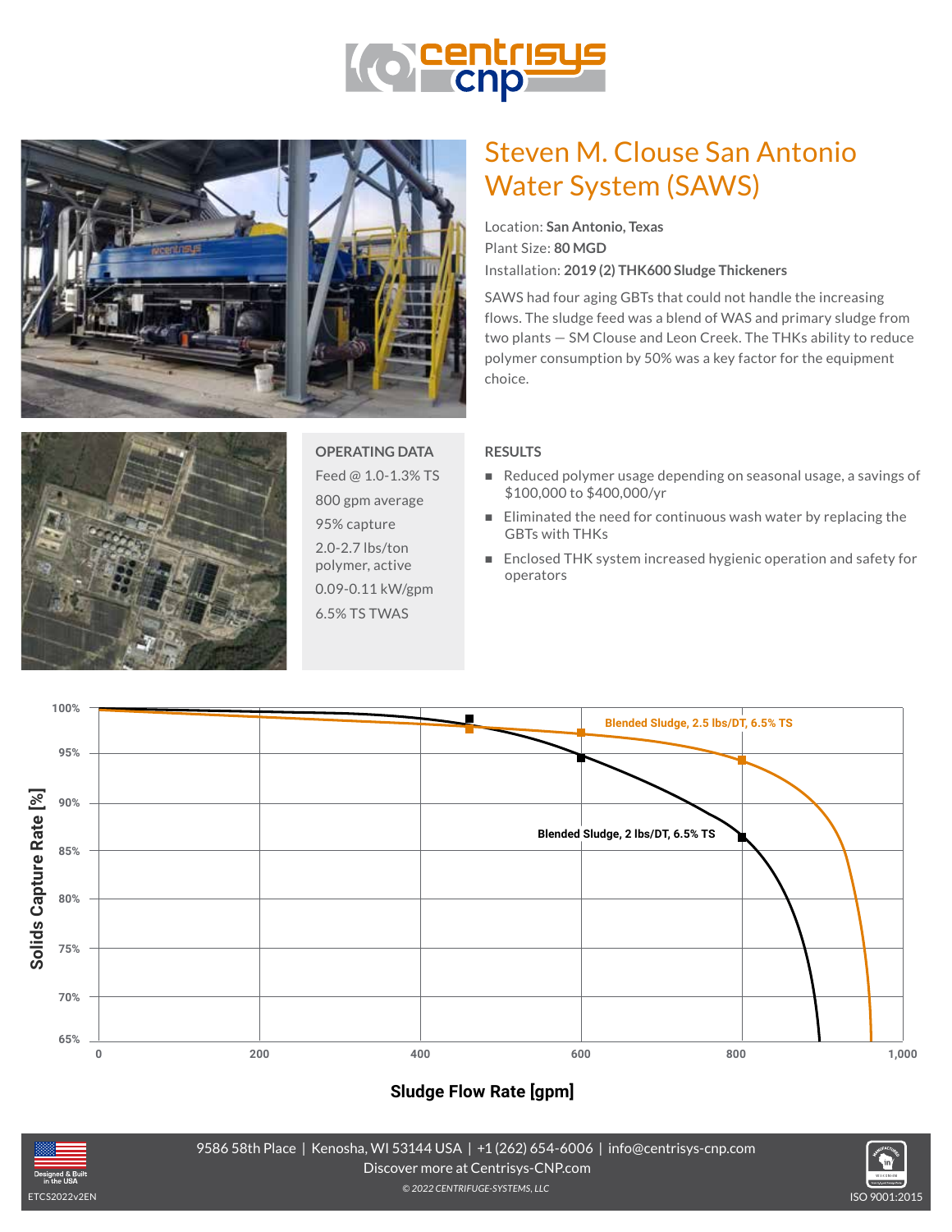# Steven M. Clouse San Antonio Water System (SAWS)

Location: **San Antonio, Texas**
Plant Size: **80 MGD**
Installation: **2019 (2) THK600 Sludge Thickeners**

SAWS had four aging GBTs that could not handle the increasing flows. The sludge feed was a blend of WAS and primary sludge from two plants — SM Clouse and Leon Creek. The THKs ability to reduce polymer consumption by 50% was a key factor for the equipment choice.

## OPERATING DATA

Feed @ 1.0-1.3% TS
800 gpm average
95% capture
2.0-2.7 lbs/ton polymer, active
0.09-0.11 kW/gpm
6.5% TS TWAS

## RESULTS

- Reduced polymer usage depending on seasonal usage, a savings of $100,000 to $400,000/yr
- Eliminated the need for continuous wash water by replacing the GBTs with THKs
- Enclosed THK system increased hygienic operation and safety for operators

Blended Sludge, 2.5 lbs/DT, 6.5% TS
Blended Sludge, 2 lbs/DT, 6.5% TS
Solids Capture Rate [%]
100%
95%
90%
85%
80%
75%
70%
65%
0
200
400
600
800
1,000
Sludge Flow Rate [gpm]

9586 58th Place | Kenosha, WI 53144 USA | +1 (262) 654-6006 | info@centrisys-cnp.com
Discover more at Centrisys-CNP.com
*© 2022 CENTRIFUGE-SYSTEMS, LLC*
ETCS2022v2EN
ISO 9001:2015